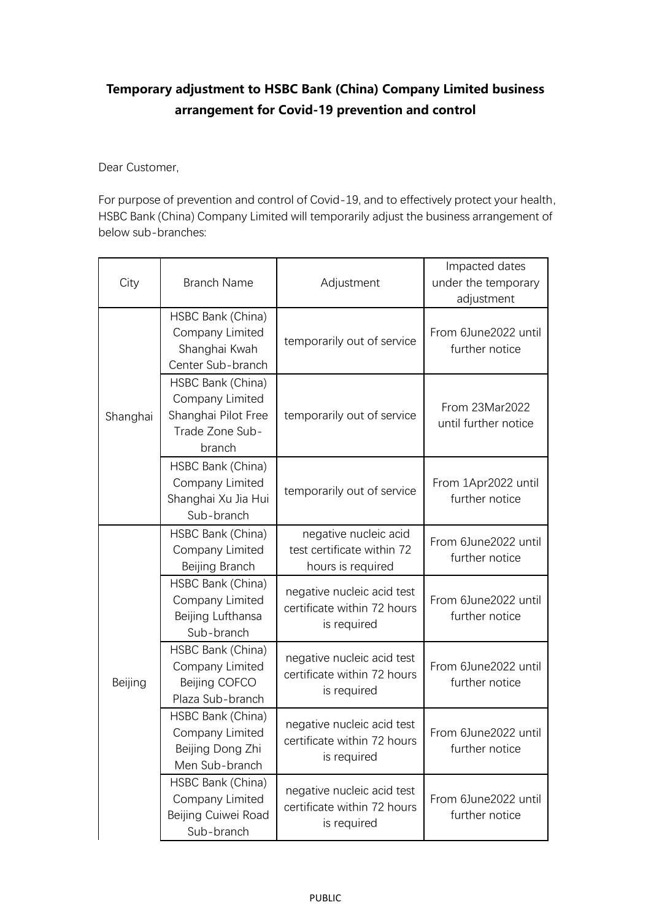**Temporary adjustment to HSBC Bank (China) Company Limited business arrangement for Covid-19 prevention and control**

Dear Customer,

For purpose of prevention and control of Covid-19, and to effectively protect your health, HSBC Bank (China) Company Limited will temporarily adjust the business arrangement of below sub-branches:

| City | Branch Name | Adjustment | Impacted dates under the temporary adjustment |
|---|---|---|---|
| Shanghai | HSBC Bank (China) Company Limited Shanghai Kwah Center Sub-branch | temporarily out of service | From 6June2022 until further notice |
| | HSBC Bank (China) Company Limited Shanghai Pilot Free Trade Zone Sub-branch | temporarily out of service | From 23Mar2022 until further notice |
| | HSBC Bank (China) Company Limited Shanghai Xu Jia Hui Sub-branch | temporarily out of service | From 1Apr2022 until further notice |
| Beijing | HSBC Bank (China) Company Limited Beijing Branch | negative nucleic acid test certificate within 72 hours is required | From 6June2022 until further notice |
| | HSBC Bank (China) Company Limited Beijing Lufthansa Sub-branch | negative nucleic acid test certificate within 72 hours is required | From 6June2022 until further notice |
| | HSBC Bank (China) Company Limited Beijing COFCO Plaza Sub-branch | negative nucleic acid test certificate within 72 hours is required | From 6June2022 until further notice |
| | HSBC Bank (China) Company Limited Beijing Dong Zhi Men Sub-branch | negative nucleic acid test certificate within 72 hours is required | From 6June2022 until further notice |
| | HSBC Bank (China) Company Limited Beijing Cuiwei Road Sub-branch | negative nucleic acid test certificate within 72 hours is required | From 6June2022 until further notice |

PUBLIC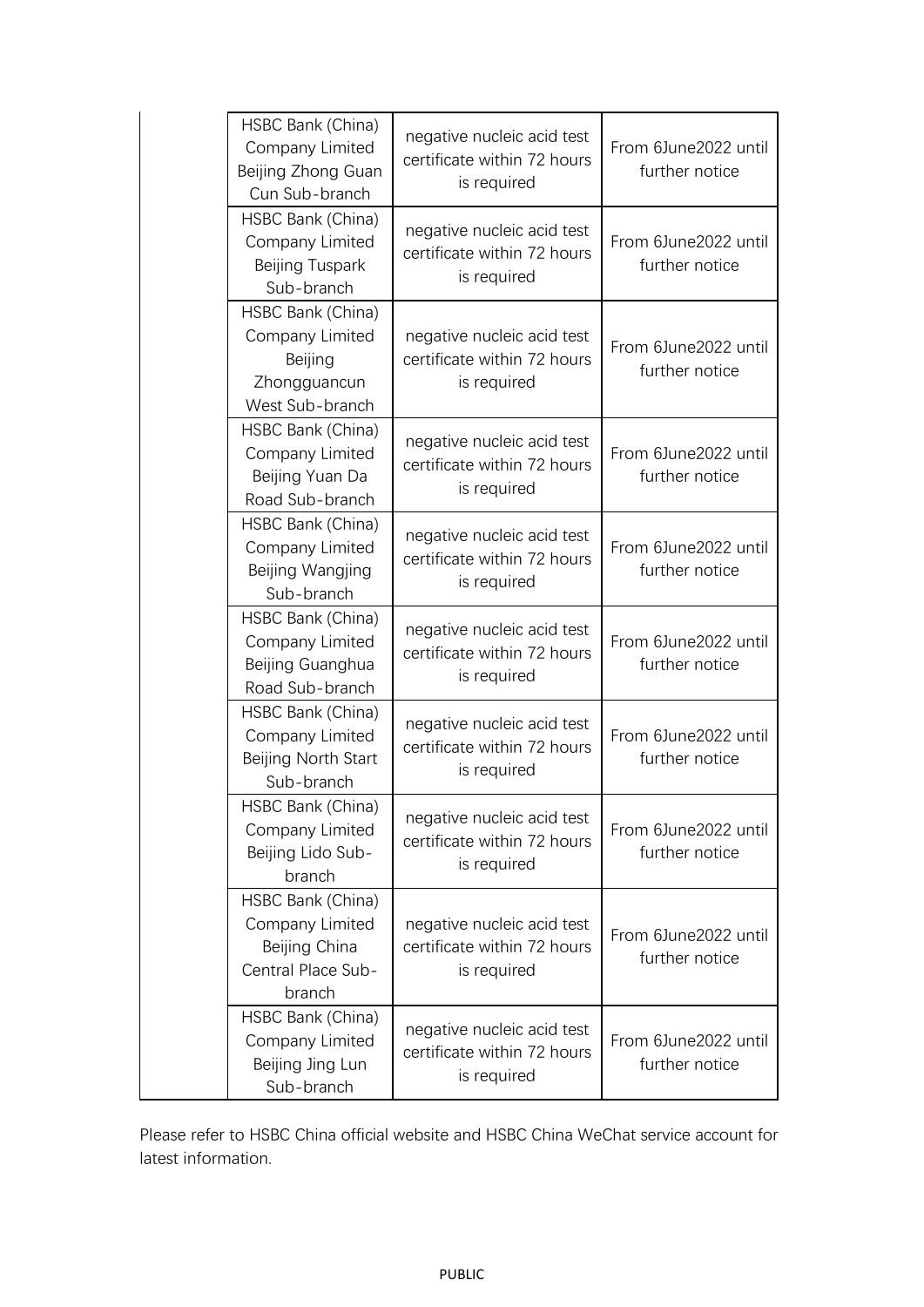| | | | |
|---|---|---|---|
| | HSBC Bank (China) Company Limited Beijing Zhong Guan Cun Sub-branch | negative nucleic acid test certificate within 72 hours is required | From 6June2022 until further notice |
| | HSBC Bank (China) Company Limited Beijing Tuspark Sub-branch | negative nucleic acid test certificate within 72 hours is required | From 6June2022 until further notice |
| | HSBC Bank (China) Company Limited Beijing Zhongguancun West Sub-branch | negative nucleic acid test certificate within 72 hours is required | From 6June2022 until further notice |
| | HSBC Bank (China) Company Limited Beijing Yuan Da Road Sub-branch | negative nucleic acid test certificate within 72 hours is required | From 6June2022 until further notice |
| | HSBC Bank (China) Company Limited Beijing Wangjing Sub-branch | negative nucleic acid test certificate within 72 hours is required | From 6June2022 until further notice |
| | HSBC Bank (China) Company Limited Beijing Guanghua Road Sub-branch | negative nucleic acid test certificate within 72 hours is required | From 6June2022 until further notice |
| | HSBC Bank (China) Company Limited Beijing North Start Sub-branch | negative nucleic acid test certificate within 72 hours is required | From 6June2022 until further notice |
| | HSBC Bank (China) Company Limited Beijing Lido Sub-branch | negative nucleic acid test certificate within 72 hours is required | From 6June2022 until further notice |
| | HSBC Bank (China) Company Limited Beijing China Central Place Sub-branch | negative nucleic acid test certificate within 72 hours is required | From 6June2022 until further notice |
| | HSBC Bank (China) Company Limited Beijing Jing Lun Sub-branch | negative nucleic acid test certificate within 72 hours is required | From 6June2022 until further notice |

Please refer to HSBC China official website and HSBC China WeChat service account for latest information.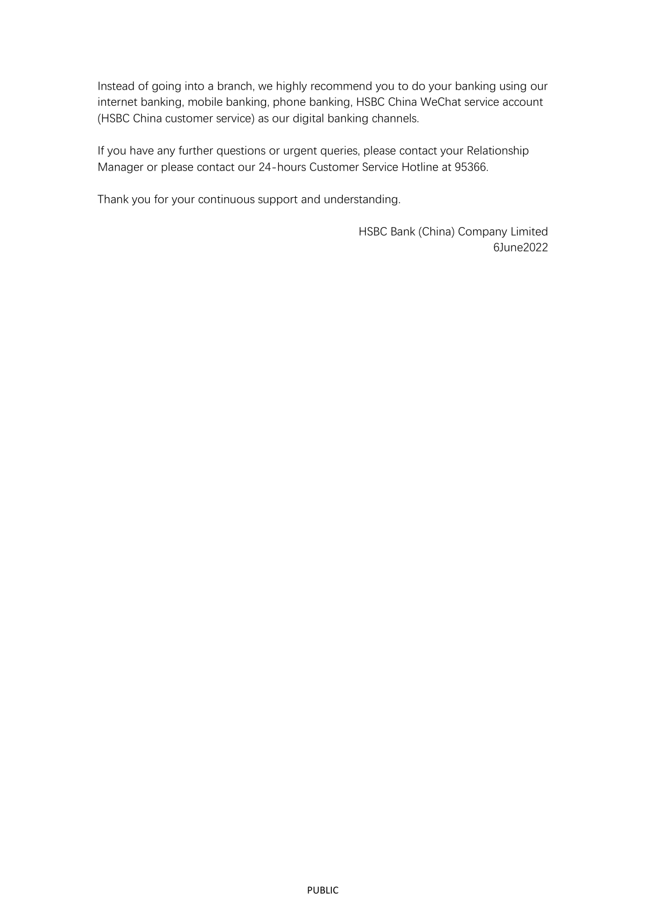Instead of going into a branch, we highly recommend you to do your banking using our internet banking, mobile banking, phone banking, HSBC China WeChat service account (HSBC China customer service) as our digital banking channels.

If you have any further questions or urgent queries, please contact your Relationship Manager or please contact our 24-hours Customer Service Hotline at 95366.

Thank you for your continuous support and understanding.

HSBC Bank (China) Company Limited
6June2022

PUBLIC